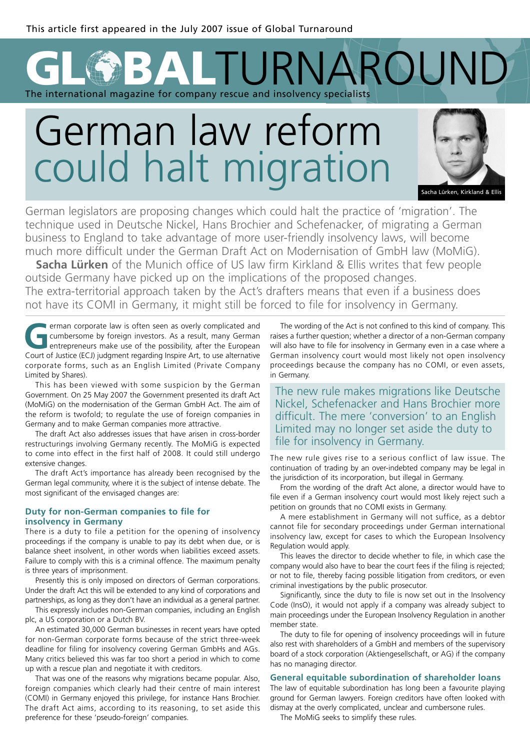This article first appeared in the July 2007 issue of Global Turnaround

GLOBALTURNAROUND

The international magazine for company rescue and insolvency specialists

# German law reform could halt migration

Sacha Lürken, Kirkland & Ellis

German legislators are proposing changes which could halt the practice of 'migration'. The technique used in Deutsche Nickel, Hans Brochier and Schefenacker, of migrating a German business to England to take advantage of more user-friendly insolvency laws, will become much more difficult under the German Draft Act on Modernisation of GmbH law (MoMiG).

**Sacha Lürken** of the Munich office of US law firm Kirkland & Ellis writes that few people outside Germany have picked up on the implications of the proposed changes. The extra-territorial approach taken by the Act's drafters means that even if a business does not have its COMI in Germany, it might still be forced to file for insolvency in Germany.

German corporate law is often seen as overly complicated and cumbersome by foreign investors. As a result, many German entrepreneurs make use of the possibility, after the European Court of Justice (ECJ) judgment regarding Inspire Art, to use alternative corporate forms, such as an English Limited (Private Company Limited by Shares).

This has been viewed with some suspicion by the German Government. On 25 May 2007 the Government presented its draft Act (MoMiG) on the modernisation of the German GmbH Act. The aim of the reform is twofold; to regulate the use of foreign companies in Germany and to make German companies more attractive.

The draft Act also addresses issues that have arisen in cross-border restructurings involving Germany recently. The MoMiG is expected to come into effect in the first half of 2008. It could still undergo extensive changes.

The draft Act's importance has already been recognised by the German legal community, where it is the subject of intense debate. The most significant of the envisaged changes are:

## Duty for non-German companies to file for insolvency in Germany

There is a duty to file a petition for the opening of insolvency proceedings if the company is unable to pay its debt when due, or is balance sheet insolvent, in other words when liabilities exceed assets. Failure to comply with this is a criminal offence. The maximum penalty is three years of imprisonment.

Presently this is only imposed on directors of German corporations. Under the draft Act this will be extended to any kind of corporations and partnerships, as long as they don't have an individual as a general partner.

This expressly includes non-German companies, including an English plc, a US corporation or a Dutch BV.

An estimated 30,000 German businesses in recent years have opted for non-German corporate forms because of the strict three-week deadline for filing for insolvency covering German GmbHs and AGs. Many critics believed this was far too short a period in which to come up with a rescue plan and negotiate it with creditors.

That was one of the reasons why migrations became popular. Also, foreign companies which clearly had their centre of main interest (COMI) in Germany enjoyed this privilege, for instance Hans Brochier. The draft Act aims, according to its reasoning, to set aside this preference for these 'pseudo-foreign' companies.

The wording of the Act is not confined to this kind of company. This raises a further question; whether a director of a non-German company will also have to file for insolvency in Germany even in a case where a German insolvency court would most likely not open insolvency proceedings because the company has no COMI, or even assets, in Germany.

> The new rule makes migrations like Deutsche Nickel, Schefenacker and Hans Brochier more difficult. The mere 'conversion' to an English Limited may no longer set aside the duty to file for insolvency in Germany.

The new rule gives rise to a serious conflict of law issue. The continuation of trading by an over-indebted company may be legal in the jurisdiction of its incorporation, but illegal in Germany.

From the wording of the draft Act alone, a director would have to file even if a German insolvency court would most likely reject such a petition on grounds that no COMI exists in Germany.

A mere establishment in Germany will not suffice, as a debtor cannot file for secondary proceedings under German international insolvency law, except for cases to which the European Insolvency Regulation would apply.

This leaves the director to decide whether to file, in which case the company would also have to bear the court fees if the filing is rejected; or not to file, thereby facing possible litigation from creditors, or even criminal investigations by the public prosecutor.

Significantly, since the duty to file is now set out in the Insolvency Code (InsO), it would not apply if a company was already subject to main proceedings under the European Insolvency Regulation in another member state.

The duty to file for opening of insolvency proceedings will in future also rest with shareholders of a GmbH and members of the supervisory board of a stock corporation (Aktiengesellschaft, or AG) if the company has no managing director.

## General equitable subordination of shareholder loans

The law of equitable subordination has long been a favourite playing ground for German lawyers. Foreign creditors have often looked with dismay at the overly complicated, unclear and cumbersone rules.

The MoMiG seeks to simplify these rules.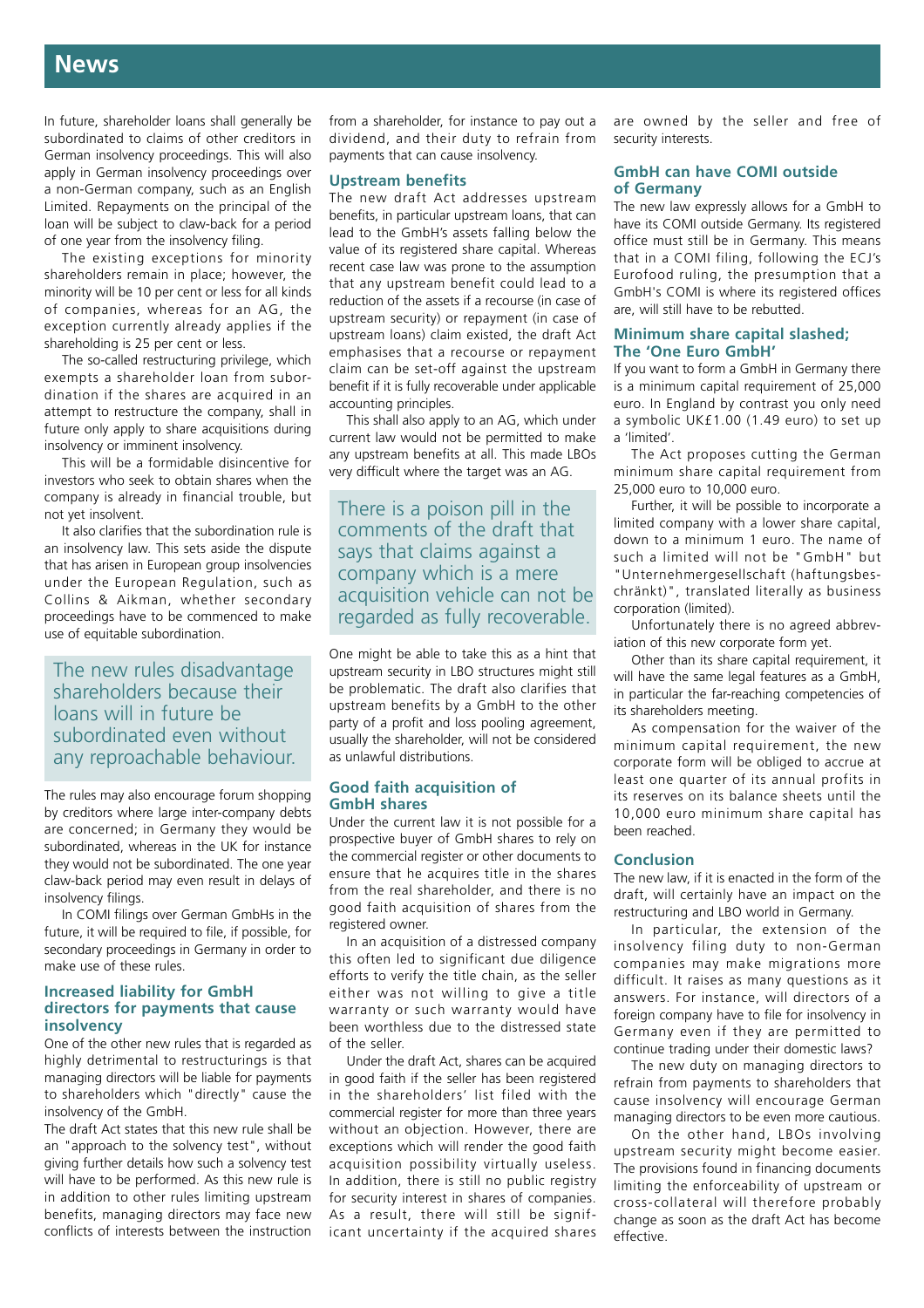# News

In future, shareholder loans shall generally be subordinated to claims of other creditors in German insolvency proceedings. This will also apply in German insolvency proceedings over a non-German company, such as an English Limited. Repayments on the principal of the loan will be subject to claw-back for a period of one year from the insolvency filing.

The existing exceptions for minority shareholders remain in place; however, the minority will be 10 per cent or less for all kinds of companies, whereas for an AG, the exception currently already applies if the shareholding is 25 per cent or less.

The so-called restructuring privilege, which exempts a shareholder loan from subordination if the shares are acquired in an attempt to restructure the company, shall in future only apply to share acquisitions during insolvency or imminent insolvency.

This will be a formidable disincentive for investors who seek to obtain shares when the company is already in financial trouble, but not yet insolvent.

It also clarifies that the subordination rule is an insolvency law. This sets aside the dispute that has arisen in European group insolvencies under the European Regulation, such as Collins & Aikman, whether secondary proceedings have to be commenced to make use of equitable subordination.

> The new rules disadvantage shareholders because their loans will in future be subordinated even without any reproachable behaviour.

The rules may also encourage forum shopping by creditors where large inter-company debts are concerned; in Germany they would be subordinated, whereas in the UK for instance they would not be subordinated. The one year claw-back period may even result in delays of insolvency filings.

In COMI filings over German GmbHs in the future, it will be required to file, if possible, for secondary proceedings in Germany in order to make use of these rules.

## Increased liability for GmbH directors for payments that cause insolvency

One of the other new rules that is regarded as highly detrimental to restructurings is that managing directors will be liable for payments to shareholders which "directly" cause the insolvency of the GmbH.

The draft Act states that this new rule shall be an "approach to the solvency test", without giving further details how such a solvency test will have to be performed. As this new rule is in addition to other rules limiting upstream benefits, managing directors may face new conflicts of interests between the instruction from a shareholder, for instance to pay out a dividend, and their duty to refrain from payments that can cause insolvency.

## Upstream benefits

The new draft Act addresses upstream benefits, in particular upstream loans, that can lead to the GmbH's assets falling below the value of its registered share capital. Whereas recent case law was prone to the assumption that any upstream benefit could lead to a reduction of the assets if a recourse (in case of upstream security) or repayment (in case of upstream loans) claim existed, the draft Act emphasises that a recourse or repayment claim can be set-off against the upstream benefit if it is fully recoverable under applicable accounting principles.

This shall also apply to an AG, which under current law would not be permitted to make any upstream benefits at all. This made LBOs very difficult where the target was an AG.

> There is a poison pill in the comments of the draft that says that claims against a company which is a mere acquisition vehicle can not be regarded as fully recoverable.

One might be able to take this as a hint that upstream security in LBO structures might still be problematic. The draft also clarifies that upstream benefits by a GmbH to the other party of a profit and loss pooling agreement, usually the shareholder, will not be considered as unlawful distributions.

## Good faith acquisition of GmbH shares

Under the current law it is not possible for a prospective buyer of GmbH shares to rely on the commercial register or other documents to ensure that he acquires title in the shares from the real shareholder, and there is no good faith acquisition of shares from the registered owner.

In an acquisition of a distressed company this often led to significant due diligence efforts to verify the title chain, as the seller either was not willing to give a title warranty or such warranty would have been worthless due to the distressed state of the seller.

Under the draft Act, shares can be acquired in good faith if the seller has been registered in the shareholders' list filed with the commercial register for more than three years without an objection. However, there are exceptions which will render the good faith acquisition possibility virtually useless. In addition, there is still no public registry for security interest in shares of companies. As a result, there will still be significant uncertainty if the acquired shares are owned by the seller and free of security interests.

## GmbH can have COMI outside of Germany

The new law expressly allows for a GmbH to have its COMI outside Germany. Its registered office must still be in Germany. This means that in a COMI filing, following the ECJ's Eurofood ruling, the presumption that a GmbH's COMI is where its registered offices are, will still have to be rebutted.

## Minimum share capital slashed; The 'One Euro GmbH'

If you want to form a GmbH in Germany there is a minimum capital requirement of 25,000 euro. In England by contrast you only need a symbolic UK£1.00 (1.49 euro) to set up a 'limited'.

The Act proposes cutting the German minimum share capital requirement from 25,000 euro to 10,000 euro.

Further, it will be possible to incorporate a limited company with a lower share capital, down to a minimum 1 euro. The name of such a limited will not be "GmbH" but "Unternehmergesellschaft (haftungsbeschränkt)", translated literally as business corporation (limited).

Unfortunately there is no agreed abbreviation of this new corporate form yet.

Other than its share capital requirement, it will have the same legal features as a GmbH, in particular the far-reaching competencies of its shareholders meeting.

As compensation for the waiver of the minimum capital requirement, the new corporate form will be obliged to accrue at least one quarter of its annual profits in its reserves on its balance sheets until the 10,000 euro minimum share capital has been reached.

## Conclusion

The new law, if it is enacted in the form of the draft, will certainly have an impact on the restructuring and LBO world in Germany.

In particular, the extension of the insolvency filing duty to non-German companies may make migrations more difficult. It raises as many questions as it answers. For instance, will directors of a foreign company have to file for insolvency in Germany even if they are permitted to continue trading under their domestic laws?

The new duty on managing directors to refrain from payments to shareholders that cause insolvency will encourage German managing directors to be even more cautious.

On the other hand, LBOs involving upstream security might become easier. The provisions found in financing documents limiting the enforceability of upstream or cross-collateral will therefore probably change as soon as the draft Act has become effective.